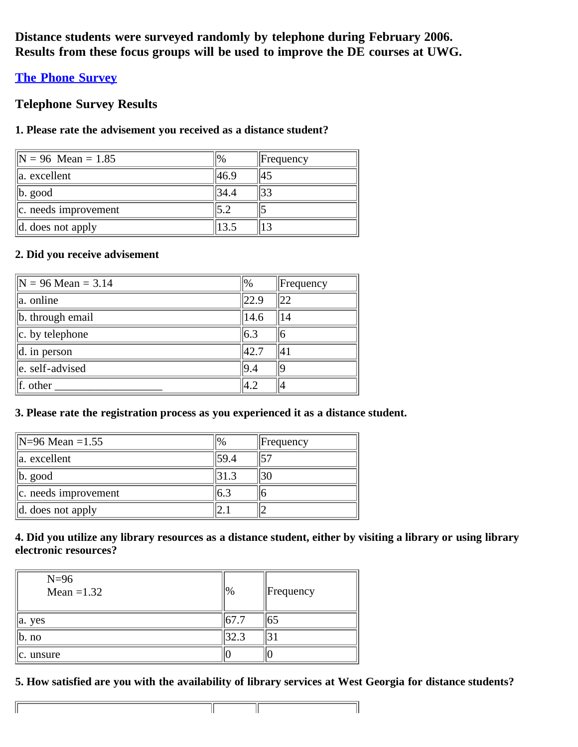**Distance students were surveyed randomly by telephone during February 2006. Results from these focus groups will be used to improve the DE courses at UWG.**

**The Phone Survey**

### Telephone Survey Results

**1. Please rate the advisement you received as a distance student?**

| N = 96 Mean = 1.85 | % | Frequency |
|---|---|---|
| a. excellent | 46.9 | 45 |
| b. good | 34.4 | 33 |
| c. needs improvement | 5.2 | 5 |
| d. does not apply | 13.5 | 13 |

**2. Did you receive advisement**

| N = 96 Mean = 3.14 | % | Frequency |
|---|---|---|
| a. online | 22.9 | 22 |
| b. through email | 14.6 | 14 |
| c. by telephone | 6.3 | 6 |
| d. in person | 42.7 | 41 |
| e. self-advised | 9.4 | 9 |
| f. other ___________________ | 4.2 | 4 |

**3. Please rate the registration process as you experienced it as a distance student.**

| N=96 Mean =1.55 | % | Frequency |
|---|---|---|
| a. excellent | 59.4 | 57 |
| b. good | 31.3 | 30 |
| c. needs improvement | 6.3 | 6 |
| d. does not apply | 2.1 | 2 |

**4. Did you utilize any library resources as a distance student, either by visiting a library or using library electronic resources?**

| N=96 Mean =1.32 | % | Frequency |
|---|---|---|
| a. yes | 67.7 | 65 |
| b. no | 32.3 | 31 |
| c. unsure | 0 | 0 |

**5. How satisfied are you with the availability of library services at West Georgia for distance students?**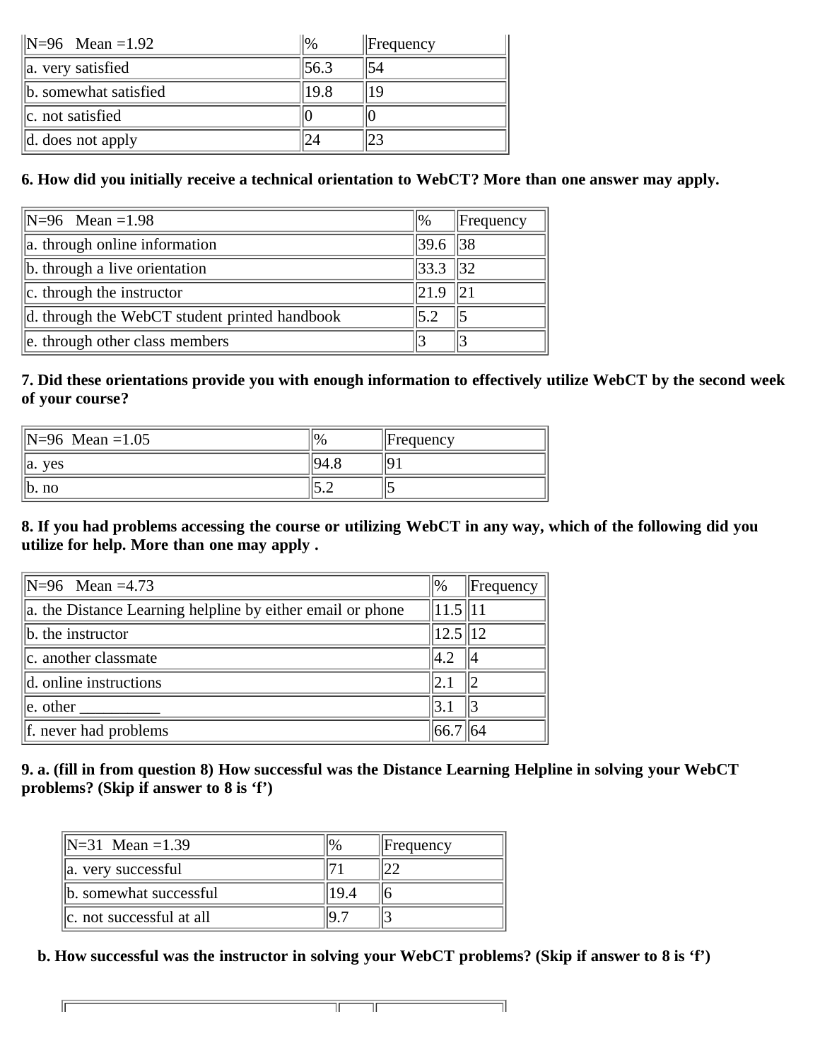| N=96 Mean =1.92 | % | Frequency |
|---|---|---|
| a. very satisfied | 56.3 | 54 |
| b. somewhat satisfied | 19.8 | 19 |
| c. not satisfied | 0 | 0 |
| d. does not apply | 24 | 23 |

**6. How did you initially receive a technical orientation to WebCT? More than one answer may apply.**

| N=96 Mean =1.98 | % | Frequency |
|---|---|---|
| a. through online information | 39.6 | 38 |
| b. through a live orientation | 33.3 | 32 |
| c. through the instructor | 21.9 | 21 |
| d. through the WebCT student printed handbook | 5.2 | 5 |
| e. through other class members | 3 | 3 |

**7. Did these orientations provide you with enough information to effectively utilize WebCT by the second week of your course?**

| N=96 Mean =1.05 | % | Frequency |
|---|---|---|
| a. yes | 94.8 | 91 |
| b. no | 5.2 | 5 |

**8. If you had problems accessing the course or utilizing WebCT in any way, which of the following did you utilize for help. More than one may apply .**

| N=96 Mean =4.73 | % | Frequency |
|---|---|---|
| a. the Distance Learning helpline by either email or phone | 11.5 | 11 |
| b. the instructor | 12.5 | 12 |
| c. another classmate | 4.2 | 4 |
| d. online instructions | 2.1 | 2 |
| e. other __________ | 3.1 | 3 |
| f. never had problems | 66.7 | 64 |

**9. a. (fill in from question 8) How successful was the Distance Learning Helpline in solving your WebCT problems? (Skip if answer to 8 is 'f')**

| N=31 Mean =1.39 | % | Frequency |
|---|---|---|
| a. very successful | 71 | 22 |
| b. somewhat successful | 19.4 | 6 |
| c. not successful at all | 9.7 | 3 |

**b. How successful was the instructor in solving your WebCT problems? (Skip if answer to 8 is 'f')**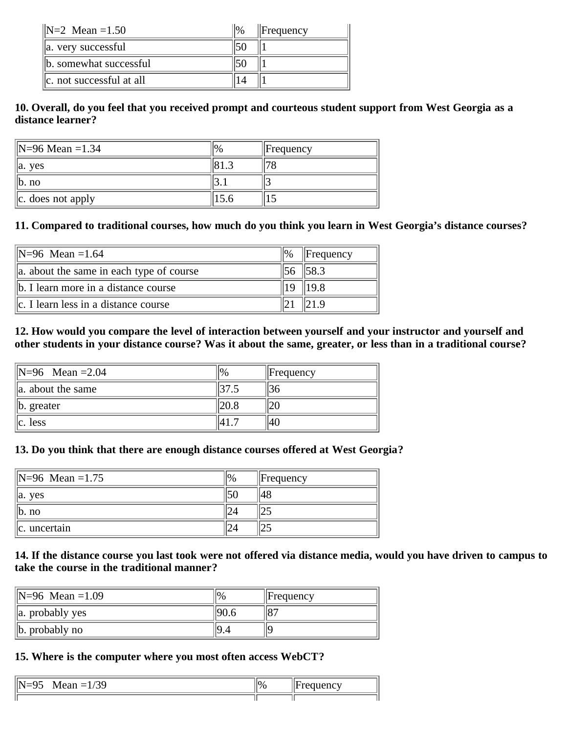| N=2 Mean =1.50 | % | Frequency |
| --- | --- | --- |
| a. very successful | 50 | 1 |
| b. somewhat successful | 50 | 1 |
| c. not successful at all | 14 | 1 |

**10. Overall, do you feel that you received prompt and courteous student support from West Georgia as a distance learner?**

| N=96 Mean =1.34 | % | Frequency |
| --- | --- | --- |
| a. yes | 81.3 | 78 |
| b. no | 3.1 | 3 |
| c. does not apply | 15.6 | 15 |

**11. Compared to traditional courses, how much do you think you learn in West Georgia's distance courses?**

| N=96 Mean =1.64 | % | Frequency |
| --- | --- | --- |
| a. about the same in each type of course | 56 | 58.3 |
| b. I learn more in a distance course | 19 | 19.8 |
| c. I learn less in a distance course | 21 | 21.9 |

**12. How would you compare the level of interaction between yourself and your instructor and yourself and other students in your distance course? Was it about the same, greater, or less than in a traditional course?**

| N=96 Mean =2.04 | % | Frequency |
| --- | --- | --- |
| a. about the same | 37.5 | 36 |
| b. greater | 20.8 | 20 |
| c. less | 41.7 | 40 |

**13. Do you think that there are enough distance courses offered at West Georgia?**

| N=96 Mean =1.75 | % | Frequency |
| --- | --- | --- |
| a. yes | 50 | 48 |
| b. no | 24 | 25 |
| c. uncertain | 24 | 25 |

**14. If the distance course you last took were not offered via distance media, would you have driven to campus to take the course in the traditional manner?**

| N=96 Mean =1.09 | % | Frequency |
| --- | --- | --- |
| a. probably yes | 90.6 | 87 |
| b. probably no | 9.4 | 9 |

**15. Where is the computer where you most often access WebCT?**

| N=95 Mean =1/39 | % | Frequency |
| --- | --- | --- |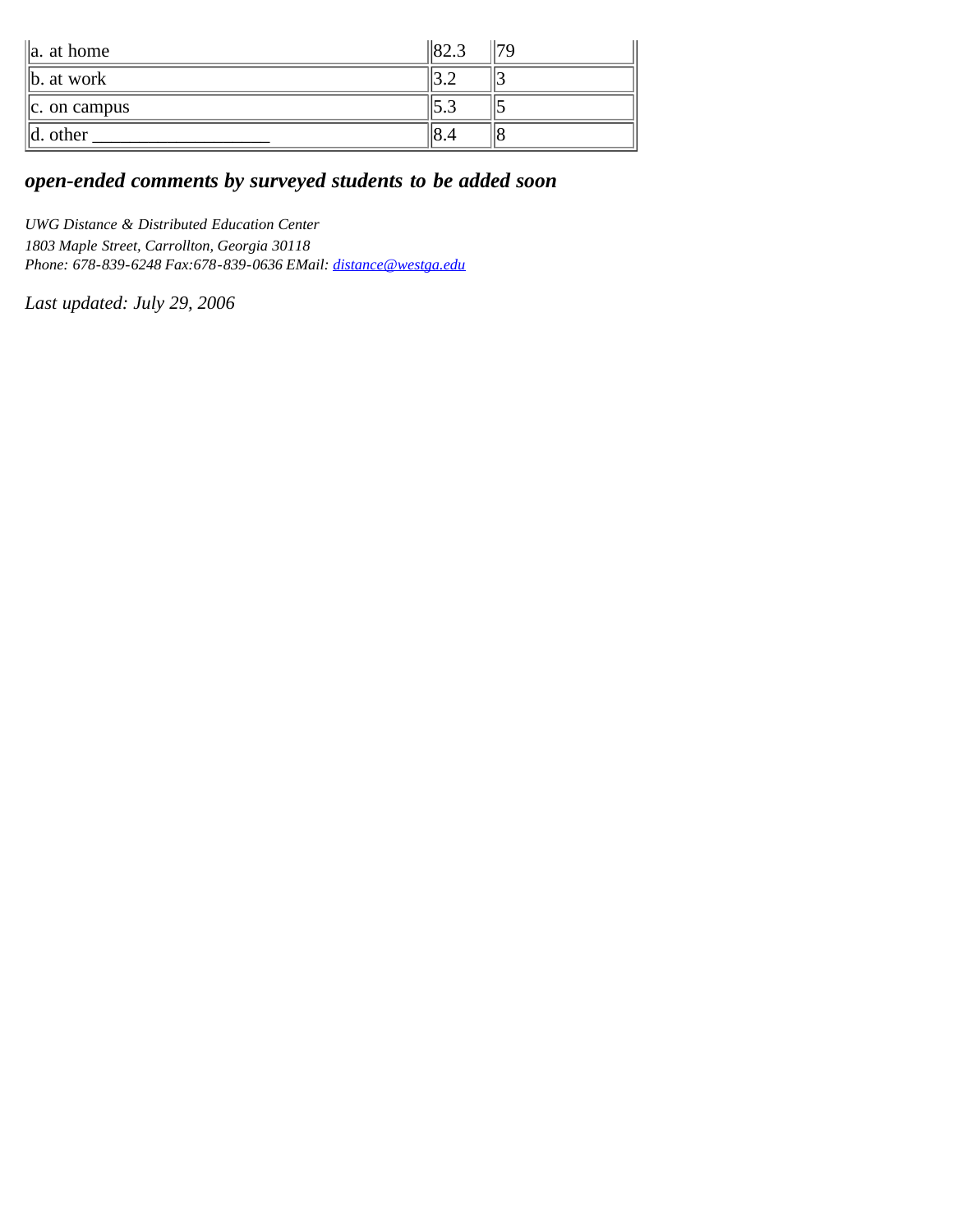| | | |
|---|---|---|
| a. at home | 82.3 | 79 |
| b. at work | 3.2 | 3 |
| c. on campus | 5.3 | 5 |
| d. other ___________________ | 8.4 | 8 |

***open-ended comments by surveyed students to be added soon***

*UWG Distance & Distributed Education Center*
*1803 Maple Street, Carrollton, Georgia 30118*
*Phone: 678-839-6248 Fax:678-839-0636 EMail: distance@westga.edu*

*Last updated: July 29, 2006*